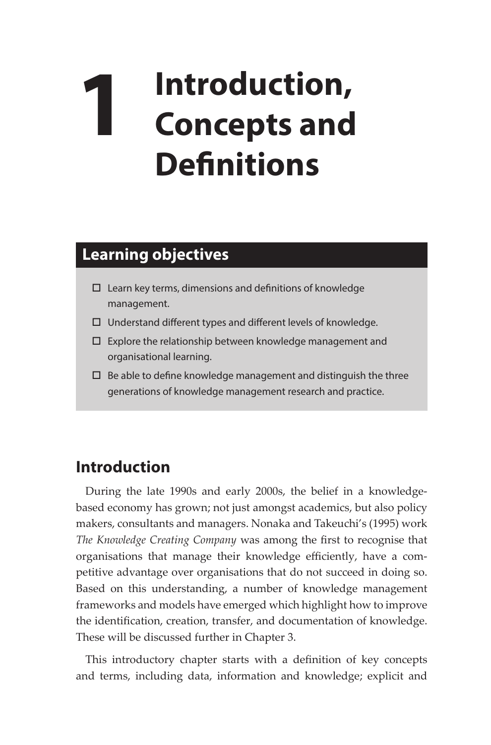# 1 Introduction, Concepts and Definitions

## Learning objectives

- ☐ Learn key terms, dimensions and definitions of knowledge management.
- ☐ Understand different types and different levels of knowledge.
- ☐ Explore the relationship between knowledge management and organisational learning.
- ☐ Be able to define knowledge management and distinguish the three generations of knowledge management research and practice.

## Introduction

During the late 1990s and early 2000s, the belief in a knowledge-based economy has grown; not just amongst academics, but also policy makers, consultants and managers. Nonaka and Takeuchi's (1995) work *The Knowledge Creating Company* was among the first to recognise that organisations that manage their knowledge efficiently, have a competitive advantage over organisations that do not succeed in doing so. Based on this understanding, a number of knowledge management frameworks and models have emerged which highlight how to improve the identification, creation, transfer, and documentation of knowledge. These will be discussed further in Chapter 3.

This introductory chapter starts with a definition of key concepts and terms, including data, information and knowledge; explicit and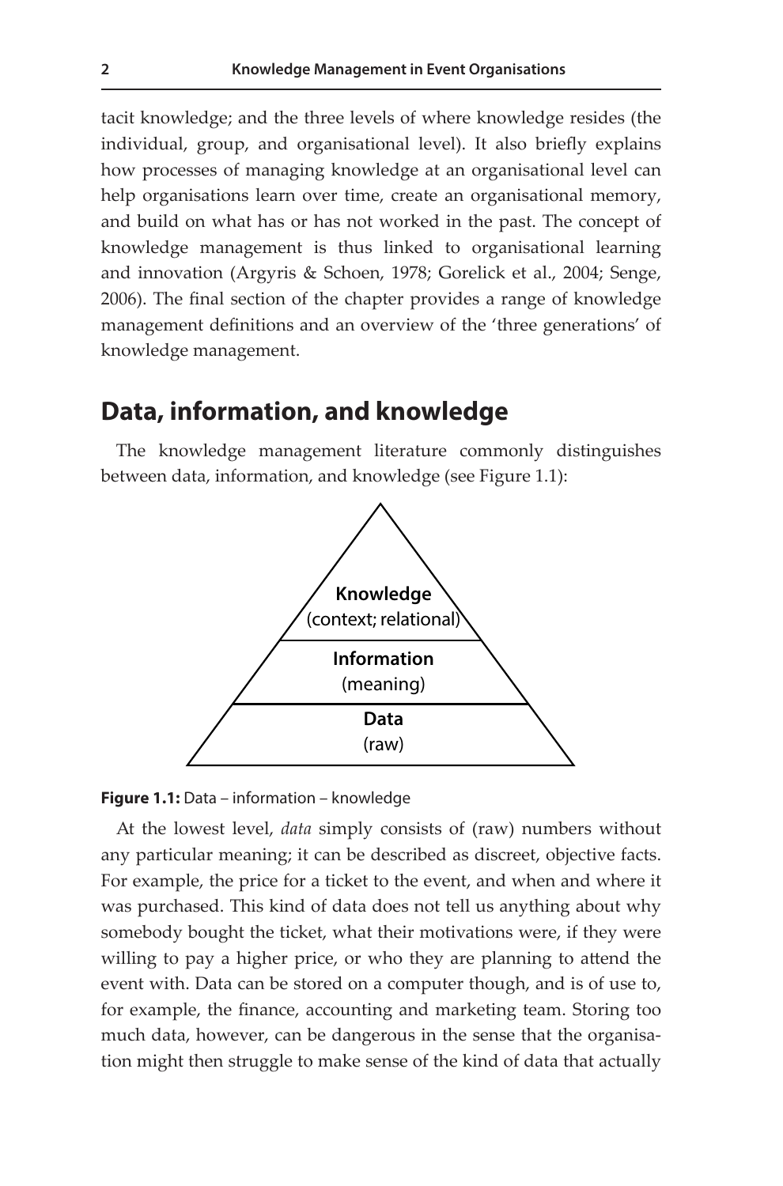tacit knowledge; and the three levels of where knowledge resides (the individual, group, and organisational level). It also briefly explains how processes of managing knowledge at an organisational level can help organisations learn over time, create an organisational memory, and build on what has or has not worked in the past. The concept of knowledge management is thus linked to organisational learning and innovation (Argyris & Schoen, 1978; Gorelick et al., 2004; Senge, 2006). The final section of the chapter provides a range of knowledge management definitions and an overview of the 'three generations' of knowledge management.

## Data, information, and knowledge

The knowledge management literature commonly distinguishes between data, information, and knowledge (see Figure 1.1):

**Knowledge**
(context; relational)

**Information**
(meaning)

**Data**
(raw)

**Figure 1.1:** Data – information – knowledge

At the lowest level, *data* simply consists of (raw) numbers without any particular meaning; it can be described as discreet, objective facts. For example, the price for a ticket to the event, and when and where it was purchased. This kind of data does not tell us anything about why somebody bought the ticket, what their motivations were, if they were willing to pay a higher price, or who they are planning to attend the event with. Data can be stored on a computer though, and is of use to, for example, the finance, accounting and marketing team. Storing too much data, however, can be dangerous in the sense that the organisation might then struggle to make sense of the kind of data that actually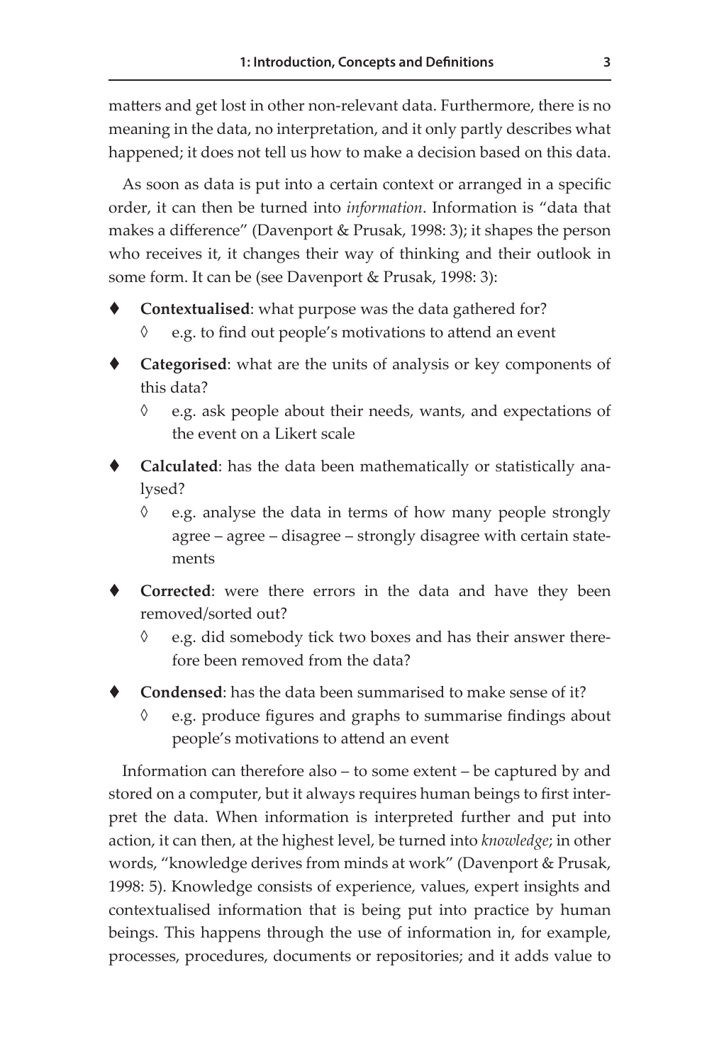matters and get lost in other non-relevant data. Furthermore, there is no meaning in the data, no interpretation, and it only partly describes what happened; it does not tell us how to make a decision based on this data.

As soon as data is put into a certain context or arranged in a specific order, it can then be turned into *information*. Information is "data that makes a difference" (Davenport & Prusak, 1998: 3); it shapes the person who receives it, it changes their way of thinking and their outlook in some form. It can be (see Davenport & Prusak, 1998: 3):

- **Contextualised**: what purpose was the data gathered for?
  - e.g. to find out people's motivations to attend an event
- **Categorised**: what are the units of analysis or key components of this data?
  - e.g. ask people about their needs, wants, and expectations of the event on a Likert scale
- **Calculated**: has the data been mathematically or statistically analysed?
  - e.g. analyse the data in terms of how many people strongly agree – agree – disagree – strongly disagree with certain statements
- **Corrected**: were there errors in the data and have they been removed/sorted out?
  - e.g. did somebody tick two boxes and has their answer therefore been removed from the data?
- **Condensed**: has the data been summarised to make sense of it?
  - e.g. produce figures and graphs to summarise findings about people's motivations to attend an event

Information can therefore also – to some extent – be captured by and stored on a computer, but it always requires human beings to first interpret the data. When information is interpreted further and put into action, it can then, at the highest level, be turned into *knowledge*; in other words, "knowledge derives from minds at work" (Davenport & Prusak, 1998: 5). Knowledge consists of experience, values, expert insights and contextualised information that is being put into practice by human beings. This happens through the use of information in, for example, processes, procedures, documents or repositories; and it adds value to